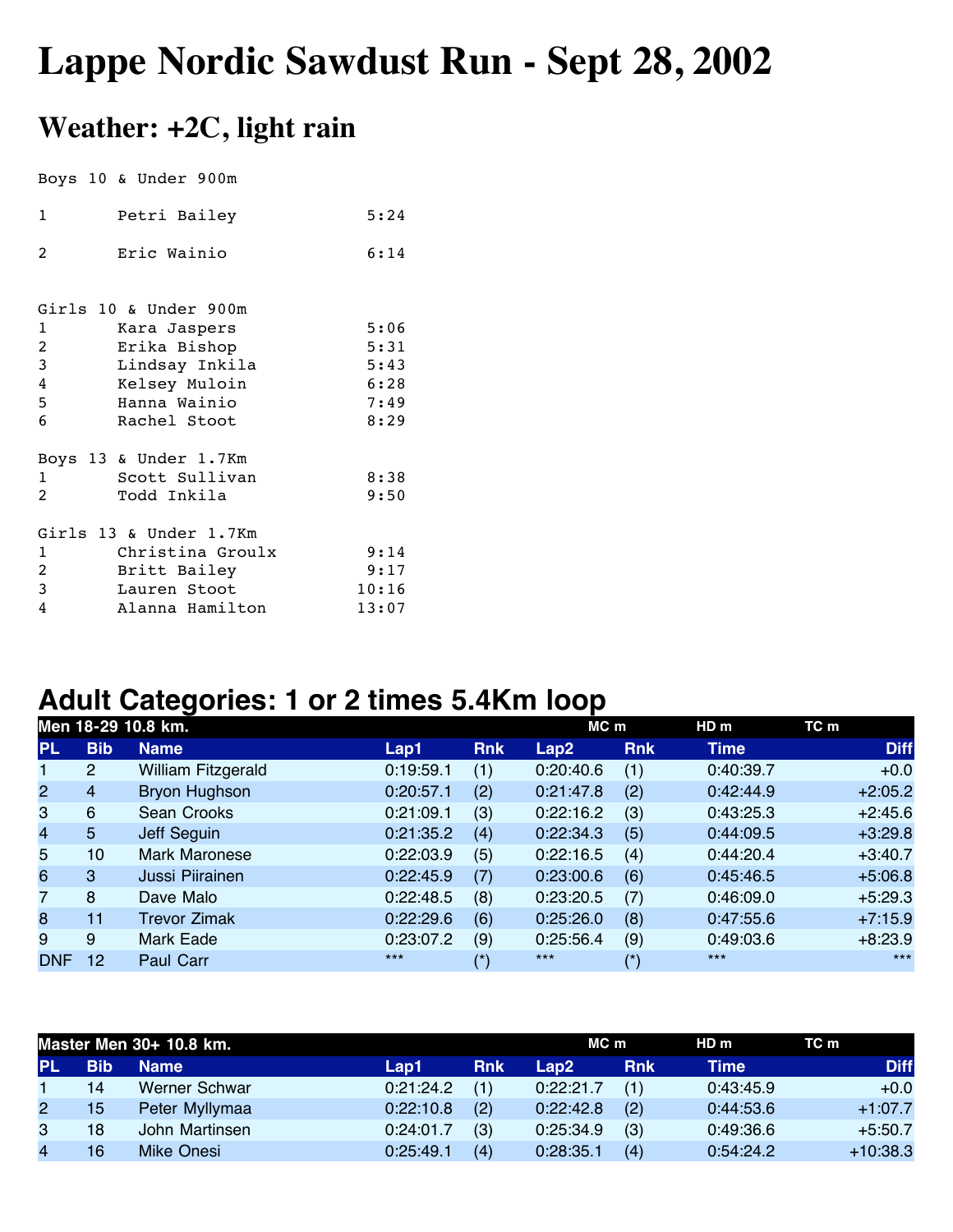# Lappe Nordic Sawdust Run - Sept 28, 2002

## Weather: +2C, light rain

```
Boys 10 & Under 900m

1       Petri Bailey            5:24

2       Eric Wainio             6:14


Girls 10 & Under 900m
1       Kara Jaspers            5:06
2       Erika Bishop            5:31
3       Lindsay Inkila          5:43
4       Kelsey Muloin           6:28
5       Hanna Wainio            7:49
6       Rachel Stoot            8:29

Boys 13 & Under 1.7Km
1       Scott Sullivan          8:38
2       Todd Inkila             9:50

Girls 13 & Under 1.7Km
1       Christina Groulx        9:14
2       Britt Bailey            9:17
3       Lauren Stoot           10:16
4       Alanna Hamilton        13:07
```

## Adult Categories: 1 or 2 times 5.4Km loop

| Men 18-29 10.8 km. | | | | | MC m | | HD m | TC m |
|---|---|---|---|---|---|---|---|---|
| PL | Bib | Name | Lap1 | Rnk | Lap2 | Rnk | Time | Diff |
| 1 | 2 | William Fitzgerald | 0:19:59.1 | (1) | 0:20:40.6 | (1) | 0:40:39.7 | +0.0 |
| 2 | 4 | Bryon Hughson | 0:20:57.1 | (2) | 0:21:47.8 | (2) | 0:42:44.9 | +2:05.2 |
| 3 | 6 | Sean Crooks | 0:21:09.1 | (3) | 0:22:16.2 | (3) | 0:43:25.3 | +2:45.6 |
| 4 | 5 | Jeff Seguin | 0:21:35.2 | (4) | 0:22:34.3 | (5) | 0:44:09.5 | +3:29.8 |
| 5 | 10 | Mark Maronese | 0:22:03.9 | (5) | 0:22:16.5 | (4) | 0:44:20.4 | +3:40.7 |
| 6 | 3 | Jussi Piirainen | 0:22:45.9 | (7) | 0:23:00.6 | (6) | 0:45:46.5 | +5:06.8 |
| 7 | 8 | Dave Malo | 0:22:48.5 | (8) | 0:23:20.5 | (7) | 0:46:09.0 | +5:29.3 |
| 8 | 11 | Trevor Zimak | 0:22:29.6 | (6) | 0:25:26.0 | (8) | 0:47:55.6 | +7:15.9 |
| 9 | 9 | Mark Eade | 0:23:07.2 | (9) | 0:25:56.4 | (9) | 0:49:03.6 | +8:23.9 |
| DNF | 12 | Paul Carr | *** | (*) | *** | (*) | *** | *** |

| Master Men 30+ 10.8 km. | | | | | MC m | | HD m | TC m |
|---|---|---|---|---|---|---|---|---|
| PL | Bib | Name | Lap1 | Rnk | Lap2 | Rnk | Time | Diff |
| 1 | 14 | Werner Schwar | 0:21:24.2 | (1) | 0:22:21.7 | (1) | 0:43:45.9 | +0.0 |
| 2 | 15 | Peter Myllymaa | 0:22:10.8 | (2) | 0:22:42.8 | (2) | 0:44:53.6 | +1:07.7 |
| 3 | 18 | John Martinsen | 0:24:01.7 | (3) | 0:25:34.9 | (3) | 0:49:36.6 | +5:50.7 |
| 4 | 16 | Mike Onesi | 0:25:49.1 | (4) | 0:28:35.1 | (4) | 0:54:24.2 | +10:38.3 |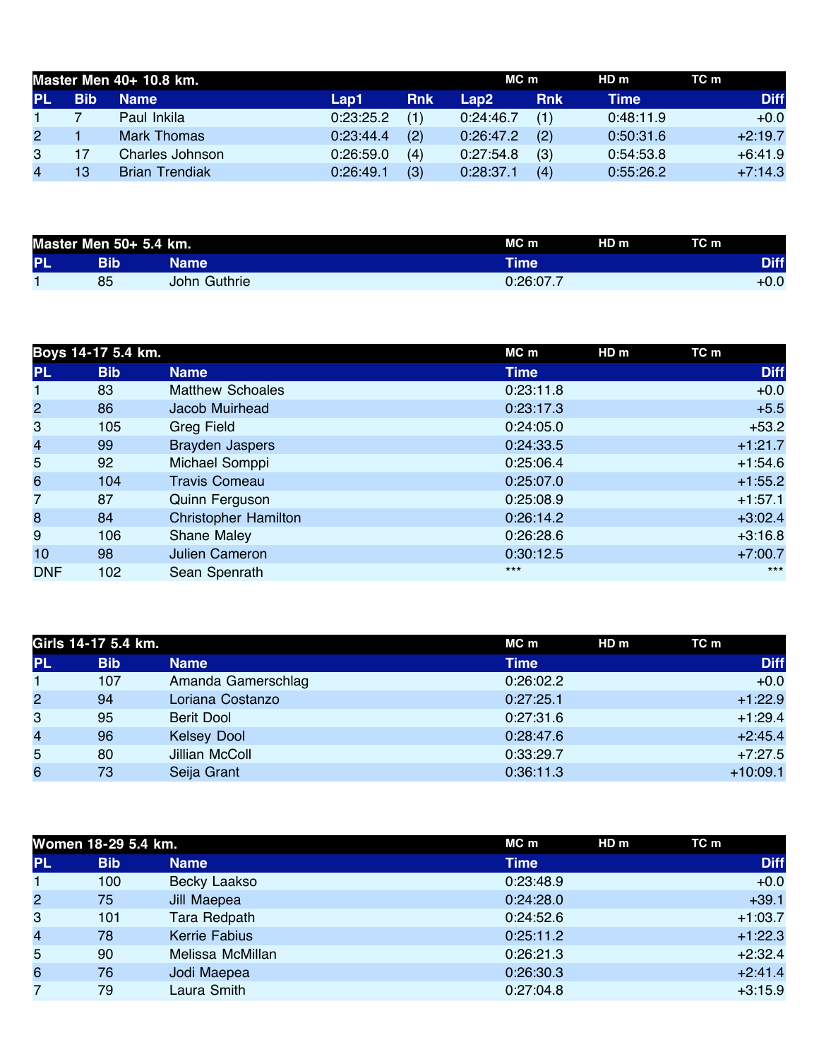## Master Men 40+ 10.8 km.

| PL | Bib | Name | Lap1 | Rnk | Lap2 | Rnk | Time | Diff |
|---|---|---|---|---|---|---|---|---|
| 1 | 7 | Paul Inkila | 0:23:25.2 | (1) | 0:24:46.7 | (1) | 0:48:11.9 | +0.0 |
| 2 | 1 | Mark Thomas | 0:23:44.4 | (2) | 0:26:47.2 | (2) | 0:50:31.6 | +2:19.7 |
| 3 | 17 | Charles Johnson | 0:26:59.0 | (4) | 0:27:54.8 | (3) | 0:54:53.8 | +6:41.9 |
| 4 | 13 | Brian Trendiak | 0:26:49.1 | (3) | 0:28:37.1 | (4) | 0:55:26.2 | +7:14.3 |

MC m HD m TC m

## Master Men 50+ 5.4 km.

| PL | Bib | Name | Time | Diff |
|---|---|---|---|---|
| 1 | 85 | John Guthrie | 0:26:07.7 | +0.0 |

MC m HD m TC m

## Boys 14-17 5.4 km.

| PL | Bib | Name | Time | Diff |
|---|---|---|---|---|
| 1 | 83 | Matthew Schoales | 0:23:11.8 | +0.0 |
| 2 | 86 | Jacob Muirhead | 0:23:17.3 | +5.5 |
| 3 | 105 | Greg Field | 0:24:05.0 | +53.2 |
| 4 | 99 | Brayden Jaspers | 0:24:33.5 | +1:21.7 |
| 5 | 92 | Michael Somppi | 0:25:06.4 | +1:54.6 |
| 6 | 104 | Travis Comeau | 0:25:07.0 | +1:55.2 |
| 7 | 87 | Quinn Ferguson | 0:25:08.9 | +1:57.1 |
| 8 | 84 | Christopher Hamilton | 0:26:14.2 | +3:02.4 |
| 9 | 106 | Shane Maley | 0:26:28.6 | +3:16.8 |
| 10 | 98 | Julien Cameron | 0:30:12.5 | +7:00.7 |
| DNF | 102 | Sean Spenrath | *** | *** |

MC m HD m TC m

## Girls 14-17 5.4 km.

| PL | Bib | Name | Time | Diff |
|---|---|---|---|---|
| 1 | 107 | Amanda Gamerschlag | 0:26:02.2 | +0.0 |
| 2 | 94 | Loriana Costanzo | 0:27:25.1 | +1:22.9 |
| 3 | 95 | Berit Dool | 0:27:31.6 | +1:29.4 |
| 4 | 96 | Kelsey Dool | 0:28:47.6 | +2:45.4 |
| 5 | 80 | Jillian McColl | 0:33:29.7 | +7:27.5 |
| 6 | 73 | Seija Grant | 0:36:11.3 | +10:09.1 |

MC m HD m TC m

## Women 18-29 5.4 km.

| PL | Bib | Name | Time | Diff |
|---|---|---|---|---|
| 1 | 100 | Becky Laakso | 0:23:48.9 | +0.0 |
| 2 | 75 | Jill Maepea | 0:24:28.0 | +39.1 |
| 3 | 101 | Tara Redpath | 0:24:52.6 | +1:03.7 |
| 4 | 78 | Kerrie Fabius | 0:25:11.2 | +1:22.3 |
| 5 | 90 | Melissa McMillan | 0:26:21.3 | +2:32.4 |
| 6 | 76 | Jodi Maepea | 0:26:30.3 | +2:41.4 |
| 7 | 79 | Laura Smith | 0:27:04.8 | +3:15.9 |

MC m HD m TC m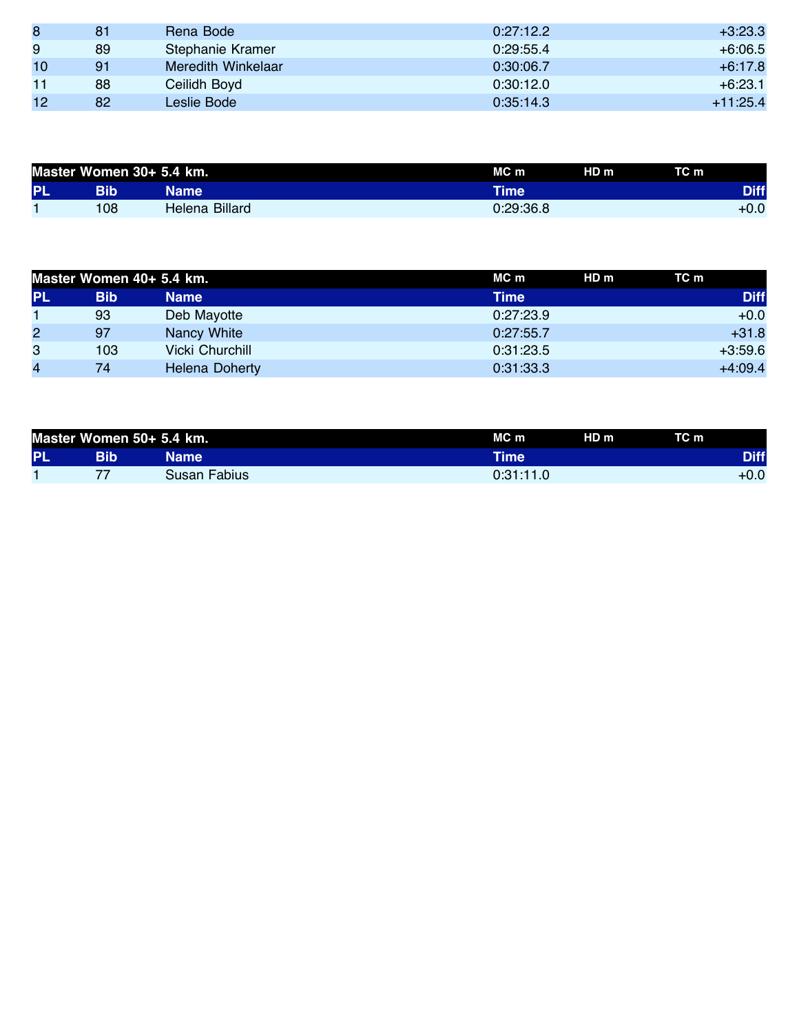| PL | Bib | Name | Time | Diff |
|---|---|---|---|---|
| 8 | 81 | Rena Bode | 0:27:12.2 | +3:23.3 |
| 9 | 89 | Stephanie Kramer | 0:29:55.4 | +6:06.5 |
| 10 | 91 | Meredith Winkelaar | 0:30:06.7 | +6:17.8 |
| 11 | 88 | Ceilidh Boyd | 0:30:12.0 | +6:23.1 |
| 12 | 82 | Leslie Bode | 0:35:14.3 | +11:25.4 |

## Master Women 30+ 5.4 km.

MC m HD m TC m

| PL | Bib | Name | Time | Diff |
|---|---|---|---|---|
| 1 | 108 | Helena Billard | 0:29:36.8 | +0.0 |

## Master Women 40+ 5.4 km.

MC m HD m TC m

| PL | Bib | Name | Time | Diff |
|---|---|---|---|---|
| 1 | 93 | Deb Mayotte | 0:27:23.9 | +0.0 |
| 2 | 97 | Nancy White | 0:27:55.7 | +31.8 |
| 3 | 103 | Vicki Churchill | 0:31:23.5 | +3:59.6 |
| 4 | 74 | Helena Doherty | 0:31:33.3 | +4:09.4 |

## Master Women 50+ 5.4 km.

MC m HD m TC m

| PL | Bib | Name | Time | Diff |
|---|---|---|---|---|
| 1 | 77 | Susan Fabius | 0:31:11.0 | +0.0 |